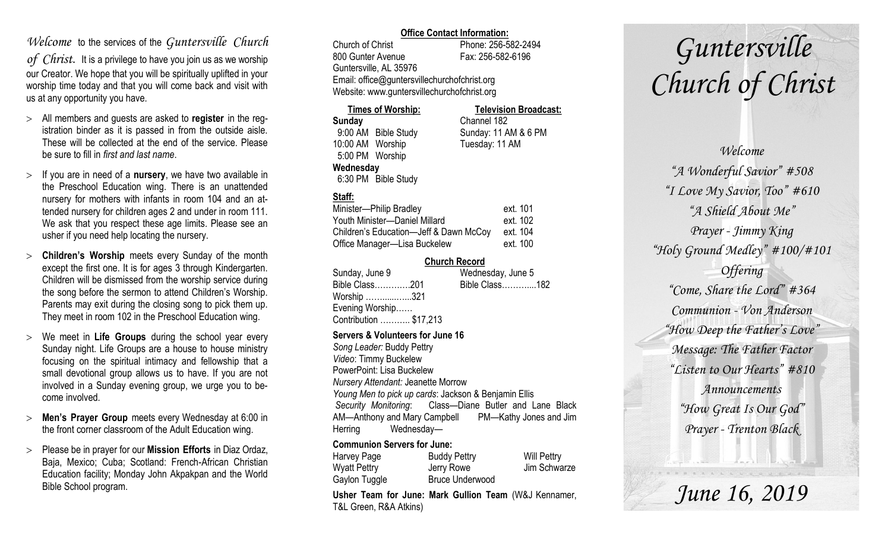*Welcome* to the services of the *Guntersville Church of Christ*. It is a privilege to have you join us as we worship our Creator. We hope that you will be spiritually uplifted in your worship time today and that you will come back and visit with us at any opportunity you have.

- All members and guests are asked to **register** in the registration binder as it is passed in from the outside aisle. These will be collected at the end of the service. Please be sure to fill in *first and last name*.
- If you are in need of a **nursery**, we have two available in the Preschool Education wing. There is an unattended nursery for mothers with infants in room 104 and an attended nursery for children ages 2 and under in room 111. We ask that you respect these age limits. Please see an usher if you need help locating the nursery.
- **Children's Worship** meets every Sunday of the month except the first one. It is for ages 3 through Kindergarten. Children will be dismissed from the worship service during the song before the sermon to attend Children's Worship. Parents may exit during the closing song to pick them up. They meet in room 102 in the Preschool Education wing.
- We meet in **Life Groups** during the school year every Sunday night. Life Groups are a house to house ministry focusing on the spiritual intimacy and fellowship that a small devotional group allows us to have. If you are not involved in a Sunday evening group, we urge you to become involved.
- **Men's Prayer Group** meets every Wednesday at 6:00 in the front corner classroom of the Adult Education wing.
- Please be in prayer for our **Mission Efforts** in Diaz Ordaz, Baja, Mexico; Cuba; Scotland: French-African Christian Education facility; Monday John Akpakpan and the World Bible School program.

**Office Contact Information:**

Church of Christ — Phone: 256-582-2494
800 Gunter Avenue — Fax: 256-582-6196
Guntersville, AL 35976
Email: office@guntersvillechurchofchrist.org
Website: www.guntersvillechurchofchrist.org

**Times of Worship:**

**Sunday**
9:00 AM Bible Study
10:00 AM Worship
5:00 PM Worship
**Wednesday**
6:30 PM Bible Study

**Television Broadcast:**

Channel 182
Sunday: 11 AM & 6 PM
Tuesday: 11 AM

**Staff:**

| | |
|---|---|
| Minister—Philip Bradley | ext. 101 |
| Youth Minister—Daniel Millard | ext. 102 |
| Children's Education—Jeff & Dawn McCoy | ext. 104 |
| Office Manager—Lisa Buckelew | ext. 100 |

**Church Record**

Sunday, June 9
Bible Class…………201
Worship ……......…..321
Evening Worship……
Contribution ……….. $17,213

Wednesday, June 5
Bible Class………....182

**Servers & Volunteers for June 16**

*Song Leader:* Buddy Pettry
*Video*: Timmy Buckelew
PowerPoint: Lisa Buckelew
*Nursery Attendant:* Jeanette Morrow
*Young Men to pick up cards*: Jackson & Benjamin Ellis
*Security Monitoring*: Class—Diane Butler and Lane Black AM—Anthony and Mary Campbell PM—Kathy Jones and Jim Herring Wednesday—

**Communion Servers for June:**

| | | |
|---|---|---|
| Harvey Page | Buddy Pettry | Will Pettry |
| Wyatt Pettry | Jerry Rowe | Jim Schwarze |
| Gaylon Tuggle | Bruce Underwood | |

**Usher Team for June: Mark Gullion Team** (W&J Kennamer, T&L Green, R&A Atkins)

# *Guntersville Church of Christ*

*Welcome*
*"A Wonderful Savior" #508*
*"I Love My Savior, Too" #610*
*"A Shield About Me"*
*Prayer - Jimmy King*
*"Holy Ground Medley" #100/#101*
*Offering*
*"Come, Share the Lord" #364*
*Communion - Von Anderson*
*"How Deep the Father's Love"*
*Message: The Father Factor*
*"Listen to Our Hearts" #810*
*Announcements*
*"How Great Is Our God"*
*Prayer - Trenton Black*

## *June 16, 2019*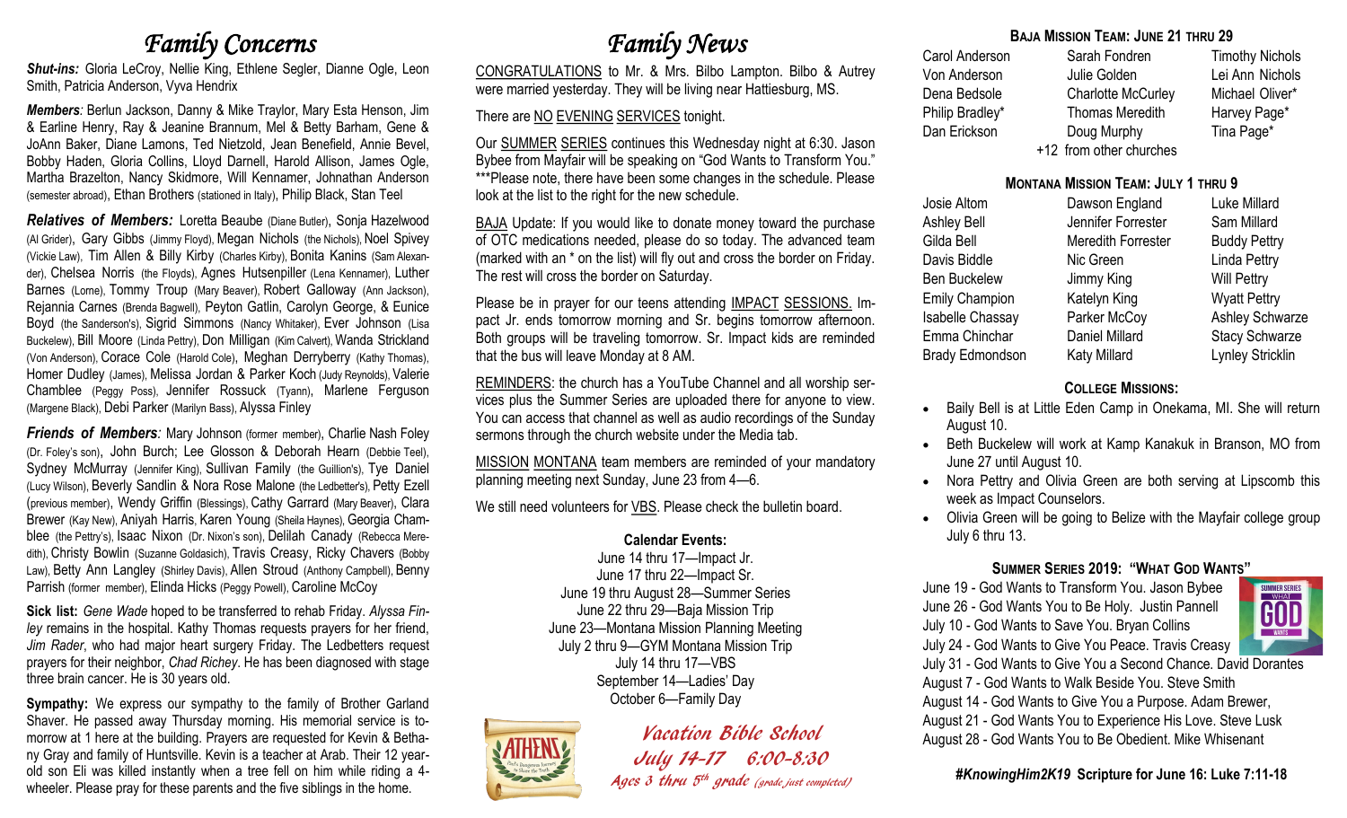# Family Concerns

***Shut-ins:*** Gloria LeCroy, Nellie King, Ethlene Segler, Dianne Ogle, Leon Smith, Patricia Anderson, Vyva Hendrix

***Members:*** Berlun Jackson, Danny & Mike Traylor, Mary Esta Henson, Jim & Earline Henry, Ray & Jeanine Brannum, Mel & Betty Barham, Gene & JoAnn Baker, Diane Lamons, Ted Nietzold, Jean Benefield, Annie Bevel, Bobby Haden, Gloria Collins, Lloyd Darnell, Harold Allison, James Ogle, Martha Brazelton, Nancy Skidmore, Will Kennamer, Johnathan Anderson (semester abroad), Ethan Brothers (stationed in Italy), Philip Black, Stan Teel

***Relatives of Members:*** Loretta Beaube (Diane Butler), Sonja Hazelwood (Al Grider), Gary Gibbs (Jimmy Floyd), Megan Nichols (the Nichols), Noel Spivey (Vickie Law), Tim Allen & Billy Kirby (Charles Kirby), Bonita Kanins (Sam Alexander), Chelsea Norris (the Floyds), Agnes Hutsenpiller (Lena Kennamer), Luther Barnes (Lorne), Tommy Troup (Mary Beaver), Robert Galloway (Ann Jackson), Rejannia Carnes (Brenda Bagwell), Peyton Gatlin, Carolyn George, & Eunice Boyd (the Sanderson's), Sigrid Simmons (Nancy Whitaker), Ever Johnson (Lisa Buckelew), Bill Moore (Linda Pettry), Don Milligan (Kim Calvert), Wanda Strickland (Von Anderson), Corace Cole (Harold Cole), Meghan Derryberry (Kathy Thomas), Homer Dudley (James), Melissa Jordan & Parker Koch (Judy Reynolds), Valerie Chamblee (Peggy Poss), Jennifer Rossuck (Tyann), Marlene Ferguson (Margene Black), Debi Parker (Marilyn Bass), Alyssa Finley

***Friends of Members:*** Mary Johnson (former member), Charlie Nash Foley (Dr. Foley's son), John Burch; Lee Glosson & Deborah Hearn (Debbie Teel), Sydney McMurray (Jennifer King), Sullivan Family (the Guillion's), Tye Daniel (Lucy Wilson), Beverly Sandlin & Nora Rose Malone (the Ledbetter's), Petty Ezell (previous member), Wendy Griffin (Blessings), Cathy Garrard (Mary Beaver), Clara Brewer (Kay New), Aniyah Harris, Karen Young (Sheila Haynes), Georgia Chamblee (the Pettry's), Isaac Nixon (Dr. Nixon's son), Delilah Canady (Rebecca Meredith), Christy Bowlin (Suzanne Goldasich), Travis Creasy, Ricky Chavers (Bobby Law), Betty Ann Langley (Shirley Davis), Allen Stroud (Anthony Campbell), Benny Parrish (former member), Elinda Hicks (Peggy Powell), Caroline McCoy

**Sick list:** *Gene Wade* hoped to be transferred to rehab Friday. *Alyssa Finley* remains in the hospital. Kathy Thomas requests prayers for her friend, *Jim Rader*, who had major heart surgery Friday. The Ledbetters request prayers for their neighbor, *Chad Richey*. He has been diagnosed with stage three brain cancer. He is 30 years old.

**Sympathy:** We express our sympathy to the family of Brother Garland Shaver. He passed away Thursday morning. His memorial service is tomorrow at 1 here at the building. Prayers are requested for Kevin & Bethany Gray and family of Huntsville. Kevin is a teacher at Arab. Their 12 year-old son Eli was killed instantly when a tree fell on him while riding a 4-wheeler. Please pray for these parents and the five siblings in the home.

# Family News

CONGRATULATIONS to Mr. & Mrs. Bilbo Lampton. Bilbo & Autrey were married yesterday. They will be living near Hattiesburg, MS.

There are NO EVENING SERVICES tonight.

Our SUMMER SERIES continues this Wednesday night at 6:30. Jason Bybee from Mayfair will be speaking on "God Wants to Transform You." ***Please note, there have been some changes in the schedule. Please look at the list to the right for the new schedule.

BAJA Update: If you would like to donate money toward the purchase of OTC medications needed, please do so today. The advanced team (marked with an * on the list) will fly out and cross the border on Friday. The rest will cross the border on Saturday.

Please be in prayer for our teens attending IMPACT SESSIONS. Impact Jr. ends tomorrow morning and Sr. begins tomorrow afternoon. Both groups will be traveling tomorrow. Sr. Impact kids are reminded that the bus will leave Monday at 8 AM.

REMINDERS: the church has a YouTube Channel and all worship services plus the Summer Series are uploaded there for anyone to view. You can access that channel as well as audio recordings of the Sunday sermons through the church website under the Media tab.

MISSION MONTANA team members are reminded of your mandatory planning meeting next Sunday, June 23 from 4—6.

We still need volunteers for VBS. Please check the bulletin board.

**Calendar Events:**

June 14 thru 17—Impact Jr.
June 17 thru 22—Impact Sr.
June 19 thru August 28—Summer Series
June 22 thru 29—Baja Mission Trip
June 23—Montana Mission Planning Meeting
July 2 thru 9—GYM Montana Mission Trip
July 14 thru 17—VBS
September 14—Ladies' Day
October 6—Family Day

*Vacation Bible School*
*July 14-17 6:00-8:30*
*Ages 3 thru 5th grade (grade just completed)*

### BAJA MISSION TEAM: JUNE 21 THRU 29

| | | |
|---|---|---|
| Carol Anderson | Sarah Fondren | Timothy Nichols |
| Von Anderson | Julie Golden | Lei Ann Nichols |
| Dena Bedsole | Charlotte McCurley | Michael Oliver* |
| Philip Bradley* | Thomas Meredith | Harvey Page* |
| Dan Erickson | Doug Murphy | Tina Page* |
| | +12 from other churches | |

### MONTANA MISSION TEAM: JULY 1 THRU 9

| | | |
|---|---|---|
| Josie Altom | Dawson England | Luke Millard |
| Ashley Bell | Jennifer Forrester | Sam Millard |
| Gilda Bell | Meredith Forrester | Buddy Pettry |
| Davis Biddle | Nic Green | Linda Pettry |
| Ben Buckelew | Jimmy King | Will Pettry |
| Emily Champion | Katelyn King | Wyatt Pettry |
| Isabelle Chassay | Parker McCoy | Ashley Schwarze |
| Emma Chinchar | Daniel Millard | Stacy Schwarze |
| Brady Edmondson | Katy Millard | Lynley Stricklin |

### COLLEGE MISSIONS:

- Baily Bell is at Little Eden Camp in Onekama, MI. She will return August 10.
- Beth Buckelew will work at Kamp Kanakuk in Branson, MO from June 27 until August 10.
- Nora Pettry and Olivia Green are both serving at Lipscomb this week as Impact Counselors.
- Olivia Green will be going to Belize with the Mayfair college group July 6 thru 13.

### SUMMER SERIES 2019: "WHAT GOD WANTS"

June 19 - God Wants to Transform You. Jason Bybee
June 26 - God Wants You to Be Holy. Justin Pannell
July 10 - God Wants to Save You. Bryan Collins
July 24 - God Wants to Give You Peace. Travis Creasy
July 31 - God Wants to Give You a Second Chance. David Dorantes
August 7 - God Wants to Walk Beside You. Steve Smith
August 14 - God Wants to Give You a Purpose. Adam Brewer,
August 21 - God Wants You to Experience His Love. Steve Lusk
August 28 - God Wants You to Be Obedient. Mike Whisenant

**#KnowingHim2K19 Scripture for June 16: Luke 7:11-18**